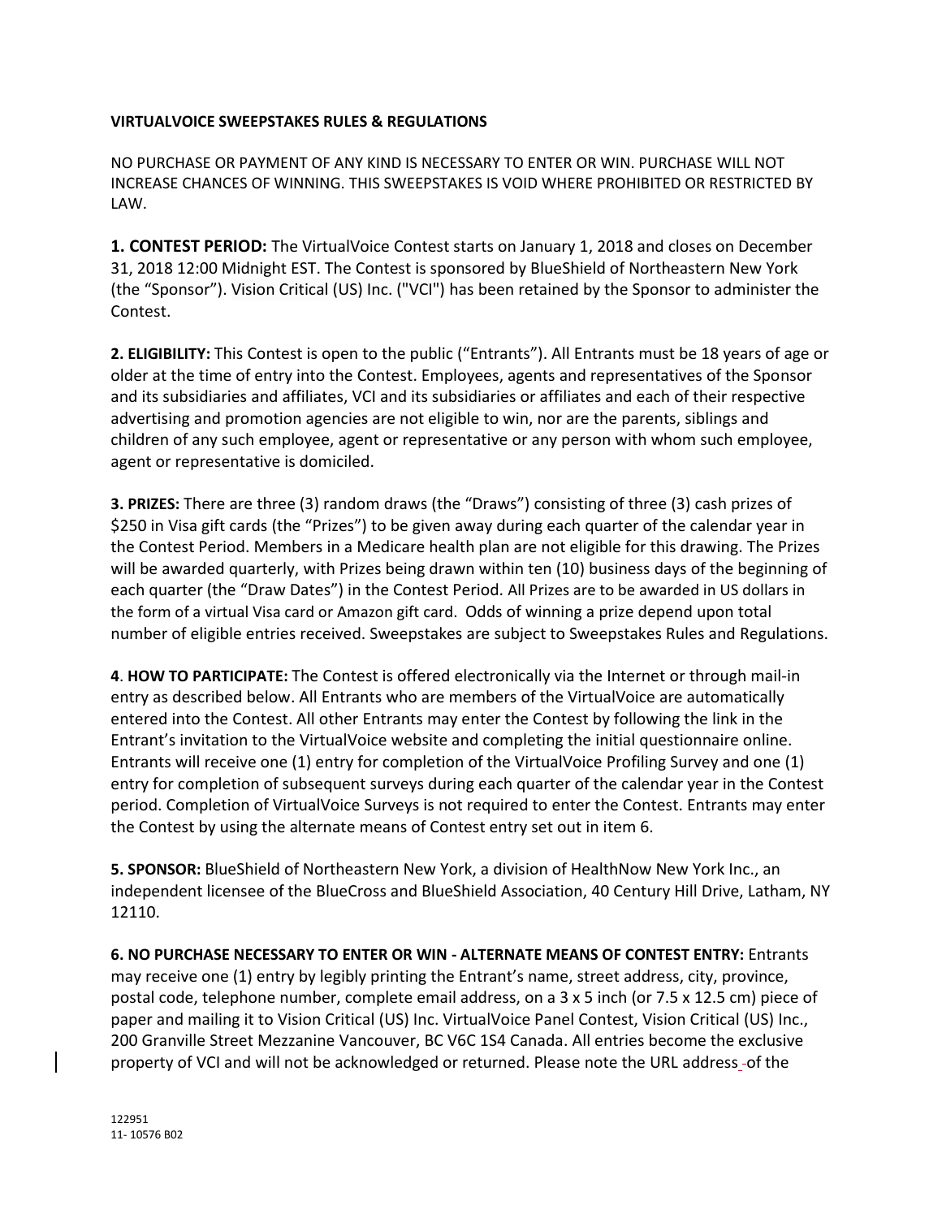**VIRTUALVOICE SWEEPSTAKES RULES & REGULATIONS**

NO PURCHASE OR PAYMENT OF ANY KIND IS NECESSARY TO ENTER OR WIN. PURCHASE WILL NOT INCREASE CHANCES OF WINNING. THIS SWEEPSTAKES IS VOID WHERE PROHIBITED OR RESTRICTED BY LAW.

**1. CONTEST PERIOD:** The VirtualVoice Contest starts on January 1, 2018 and closes on December 31, 2018 12:00 Midnight EST. The Contest is sponsored by BlueShield of Northeastern New York (the "Sponsor"). Vision Critical (US) Inc. ("VCI") has been retained by the Sponsor to administer the Contest.

**2. ELIGIBILITY:** This Contest is open to the public ("Entrants"). All Entrants must be 18 years of age or older at the time of entry into the Contest. Employees, agents and representatives of the Sponsor and its subsidiaries and affiliates, VCI and its subsidiaries or affiliates and each of their respective advertising and promotion agencies are not eligible to win, nor are the parents, siblings and children of any such employee, agent or representative or any person with whom such employee, agent or representative is domiciled.

**3. PRIZES:** There are three (3) random draws (the "Draws") consisting of three (3) cash prizes of $250 in Visa gift cards (the "Prizes") to be given away during each quarter of the calendar year in the Contest Period. Members in a Medicare health plan are not eligible for this drawing. The Prizes will be awarded quarterly, with Prizes being drawn within ten (10) business days of the beginning of each quarter (the "Draw Dates") in the Contest Period. All Prizes are to be awarded in US dollars in the form of a virtual Visa card or Amazon gift card. Odds of winning a prize depend upon total number of eligible entries received. Sweepstakes are subject to Sweepstakes Rules and Regulations.

**4**. **HOW TO PARTICIPATE:** The Contest is offered electronically via the Internet or through mail-in entry as described below. All Entrants who are members of the VirtualVoice are automatically entered into the Contest. All other Entrants may enter the Contest by following the link in the Entrant's invitation to the VirtualVoice website and completing the initial questionnaire online. Entrants will receive one (1) entry for completion of the VirtualVoice Profiling Survey and one (1) entry for completion of subsequent surveys during each quarter of the calendar year in the Contest period. Completion of VirtualVoice Surveys is not required to enter the Contest. Entrants may enter the Contest by using the alternate means of Contest entry set out in item 6.

**5. SPONSOR:** BlueShield of Northeastern New York, a division of HealthNow New York Inc., an independent licensee of the BlueCross and BlueShield Association, 40 Century Hill Drive, Latham, NY 12110.

**6. NO PURCHASE NECESSARY TO ENTER OR WIN - ALTERNATE MEANS OF CONTEST ENTRY:** Entrants may receive one (1) entry by legibly printing the Entrant's name, street address, city, province, postal code, telephone number, complete email address, on a 3 x 5 inch (or 7.5 x 12.5 cm) piece of paper and mailing it to Vision Critical (US) Inc. VirtualVoice Panel Contest, Vision Critical (US) Inc., 200 Granville Street Mezzanine Vancouver, BC V6C 1S4 Canada. All entries become the exclusive property of VCI and will not be acknowledged or returned. Please note the URL address of the

122951
11- 10576 B02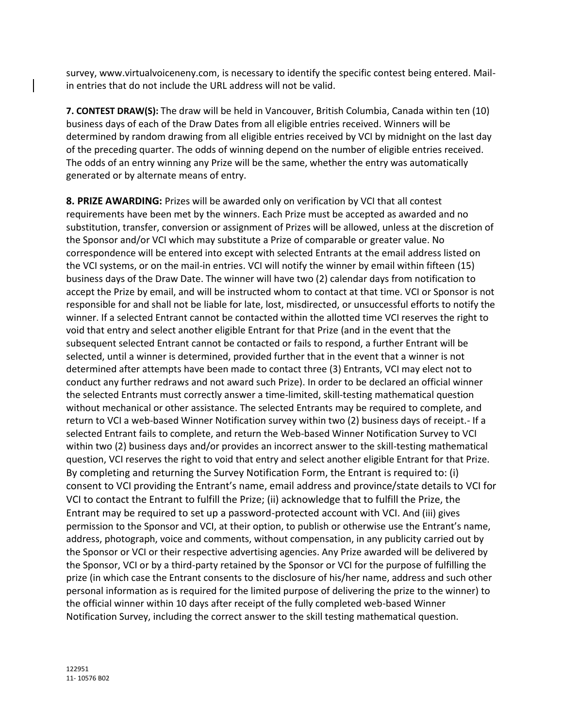survey, www.virtualvoiceneny.com, is necessary to identify the specific contest being entered. Mail-in entries that do not include the URL address will not be valid.

**7. CONTEST DRAW(S):** The draw will be held in Vancouver, British Columbia, Canada within ten (10) business days of each of the Draw Dates from all eligible entries received. Winners will be determined by random drawing from all eligible entries received by VCI by midnight on the last day of the preceding quarter. The odds of winning depend on the number of eligible entries received. The odds of an entry winning any Prize will be the same, whether the entry was automatically generated or by alternate means of entry.

**8. PRIZE AWARDING:** Prizes will be awarded only on verification by VCI that all contest requirements have been met by the winners. Each Prize must be accepted as awarded and no substitution, transfer, conversion or assignment of Prizes will be allowed, unless at the discretion of the Sponsor and/or VCI which may substitute a Prize of comparable or greater value. No correspondence will be entered into except with selected Entrants at the email address listed on the VCI systems, or on the mail-in entries. VCI will notify the winner by email within fifteen (15) business days of the Draw Date. The winner will have two (2) calendar days from notification to accept the Prize by email, and will be instructed whom to contact at that time. VCI or Sponsor is not responsible for and shall not be liable for late, lost, misdirected, or unsuccessful efforts to notify the winner. If a selected Entrant cannot be contacted within the allotted time VCI reserves the right to void that entry and select another eligible Entrant for that Prize (and in the event that the subsequent selected Entrant cannot be contacted or fails to respond, a further Entrant will be selected, until a winner is determined, provided further that in the event that a winner is not determined after attempts have been made to contact three (3) Entrants, VCI may elect not to conduct any further redraws and not award such Prize). In order to be declared an official winner the selected Entrants must correctly answer a time-limited, skill-testing mathematical question without mechanical or other assistance. The selected Entrants may be required to complete, and return to VCI a web-based Winner Notification survey within two (2) business days of receipt.- If a selected Entrant fails to complete, and return the Web-based Winner Notification Survey to VCI within two (2) business days and/or provides an incorrect answer to the skill-testing mathematical question, VCI reserves the right to void that entry and select another eligible Entrant for that Prize. By completing and returning the Survey Notification Form, the Entrant is required to: (i) consent to VCI providing the Entrant's name, email address and province/state details to VCI for VCI to contact the Entrant to fulfill the Prize; (ii) acknowledge that to fulfill the Prize, the Entrant may be required to set up a password-protected account with VCI. And (iii) gives permission to the Sponsor and VCI, at their option, to publish or otherwise use the Entrant's name, address, photograph, voice and comments, without compensation, in any publicity carried out by the Sponsor or VCI or their respective advertising agencies. Any Prize awarded will be delivered by the Sponsor, VCI or by a third-party retained by the Sponsor or VCI for the purpose of fulfilling the prize (in which case the Entrant consents to the disclosure of his/her name, address and such other personal information as is required for the limited purpose of delivering the prize to the winner) to the official winner within 10 days after receipt of the fully completed web-based Winner Notification Survey, including the correct answer to the skill testing mathematical question.

122951
11- 10576 B02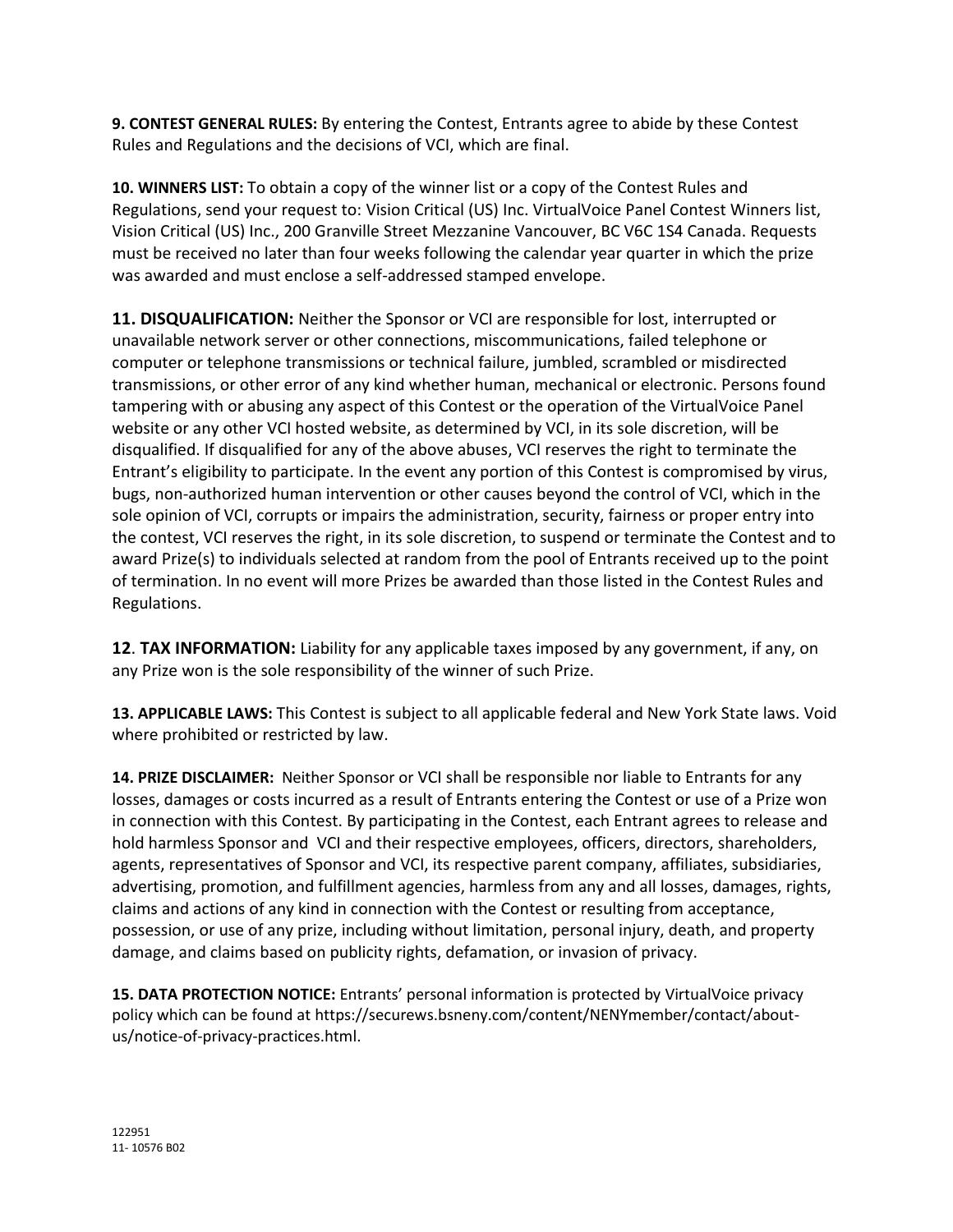**9. CONTEST GENERAL RULES:** By entering the Contest, Entrants agree to abide by these Contest Rules and Regulations and the decisions of VCI, which are final.

**10. WINNERS LIST:** To obtain a copy of the winner list or a copy of the Contest Rules and Regulations, send your request to: Vision Critical (US) Inc. VirtualVoice Panel Contest Winners list, Vision Critical (US) Inc., 200 Granville Street Mezzanine Vancouver, BC V6C 1S4 Canada. Requests must be received no later than four weeks following the calendar year quarter in which the prize was awarded and must enclose a self-addressed stamped envelope.

**11. DISQUALIFICATION:** Neither the Sponsor or VCI are responsible for lost, interrupted or unavailable network server or other connections, miscommunications, failed telephone or computer or telephone transmissions or technical failure, jumbled, scrambled or misdirected transmissions, or other error of any kind whether human, mechanical or electronic. Persons found tampering with or abusing any aspect of this Contest or the operation of the VirtualVoice Panel website or any other VCI hosted website, as determined by VCI, in its sole discretion, will be disqualified. If disqualified for any of the above abuses, VCI reserves the right to terminate the Entrant's eligibility to participate. In the event any portion of this Contest is compromised by virus, bugs, non-authorized human intervention or other causes beyond the control of VCI, which in the sole opinion of VCI, corrupts or impairs the administration, security, fairness or proper entry into the contest, VCI reserves the right, in its sole discretion, to suspend or terminate the Contest and to award Prize(s) to individuals selected at random from the pool of Entrants received up to the point of termination. In no event will more Prizes be awarded than those listed in the Contest Rules and Regulations.

**12. TAX INFORMATION:** Liability for any applicable taxes imposed by any government, if any, on any Prize won is the sole responsibility of the winner of such Prize.

**13. APPLICABLE LAWS:** This Contest is subject to all applicable federal and New York State laws. Void where prohibited or restricted by law.

**14. PRIZE DISCLAIMER:** Neither Sponsor or VCI shall be responsible nor liable to Entrants for any losses, damages or costs incurred as a result of Entrants entering the Contest or use of a Prize won in connection with this Contest. By participating in the Contest, each Entrant agrees to release and hold harmless Sponsor and VCI and their respective employees, officers, directors, shareholders, agents, representatives of Sponsor and VCI, its respective parent company, affiliates, subsidiaries, advertising, promotion, and fulfillment agencies, harmless from any and all losses, damages, rights, claims and actions of any kind in connection with the Contest or resulting from acceptance, possession, or use of any prize, including without limitation, personal injury, death, and property damage, and claims based on publicity rights, defamation, or invasion of privacy.

**15. DATA PROTECTION NOTICE:** Entrants' personal information is protected by VirtualVoice privacy policy which can be found at https://securews.bsneny.com/content/NENYmember/contact/about-us/notice-of-privacy-practices.html.

122951
11- 10576 B02